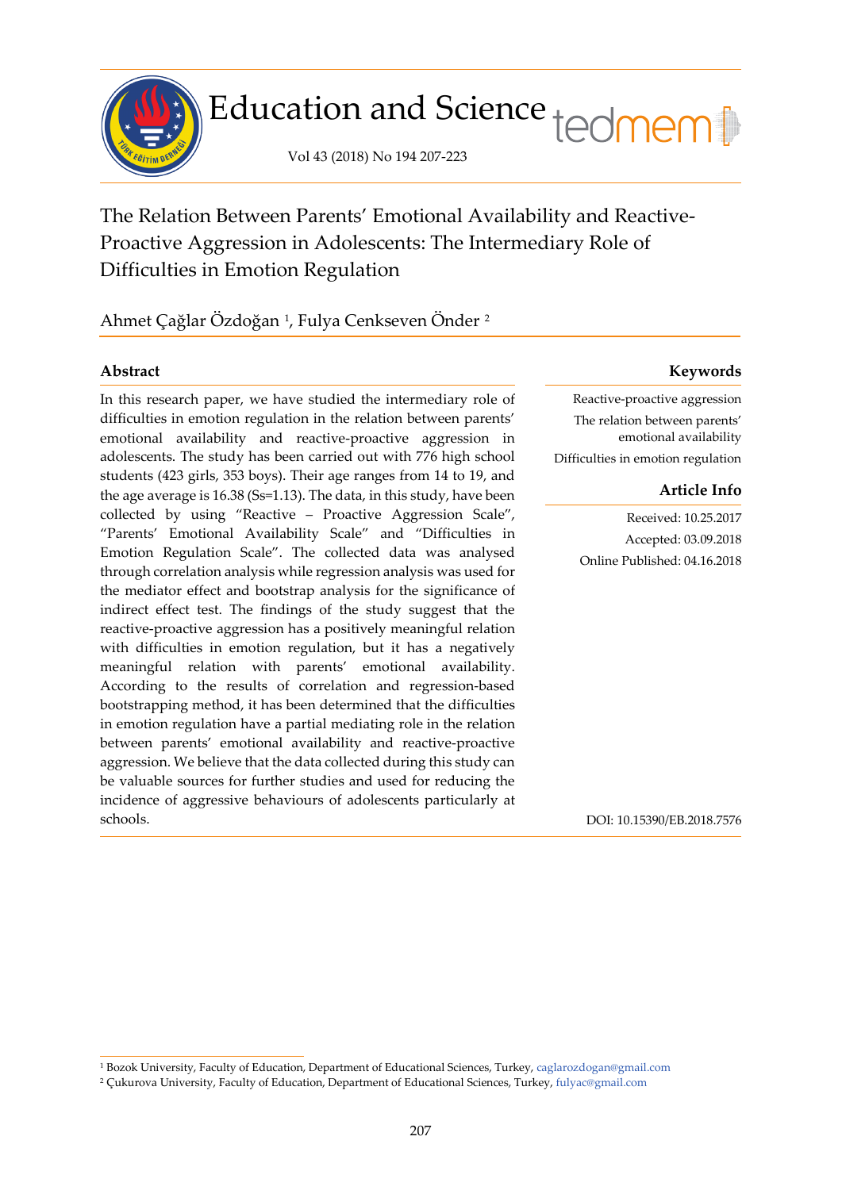# The Relation Between Parents' Emotional Availability and Reactive-Proactive Aggression in Adolescents: The Intermediary Role of Difficulties in Emotion Regulation

Ahmet Çağlar Özdoğan [1], Fulya Cenkseven Önder [2]

## Abstract

In this research paper, we have studied the intermediary role of difficulties in emotion regulation in the relation between parents' emotional availability and reactive-proactive aggression in adolescents. The study has been carried out with 776 high school students (423 girls, 353 boys). Their age ranges from 14 to 19, and the age average is 16.38 (Ss=1.13). The data, in this study, have been collected by using "Reactive – Proactive Aggression Scale", "Parents' Emotional Availability Scale" and "Difficulties in Emotion Regulation Scale". The collected data was analysed through correlation analysis while regression analysis was used for the mediator effect and bootstrap analysis for the significance of indirect effect test. The findings of the study suggest that the reactive-proactive aggression has a positively meaningful relation with difficulties in emotion regulation, but it has a negatively meaningful relation with parents' emotional availability. According to the results of correlation and regression-based bootstrapping method, it has been determined that the difficulties in emotion regulation have a partial mediating role in the relation between parents' emotional availability and reactive-proactive aggression. We believe that the data collected during this study can be valuable sources for further studies and used for reducing the incidence of aggressive behaviours of adolescents particularly at schools.

## Keywords

Reactive-proactive aggression

The relation between parents' emotional availability

Difficulties in emotion regulation

## Article Info

Received: 10.25.2017

Accepted: 03.09.2018

Online Published: 04.16.2018

DOI: 10.15390/EB.2018.7576

---

[1] Bozok University, Faculty of Education, Department of Educational Sciences, Turkey, caglarozdogan@gmail.com

[2] Çukurova University, Faculty of Education, Department of Educational Sciences, Turkey, fulyac@gmail.com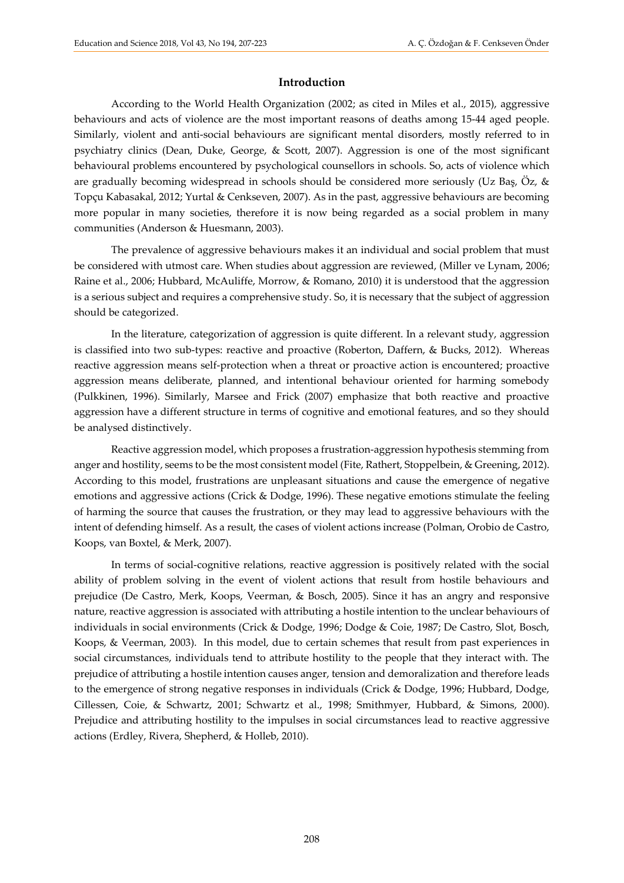## Introduction

According to the World Health Organization (2002; as cited in Miles et al., 2015), aggressive behaviours and acts of violence are the most important reasons of deaths among 15-44 aged people. Similarly, violent and anti-social behaviours are significant mental disorders, mostly referred to in psychiatry clinics (Dean, Duke, George, & Scott, 2007). Aggression is one of the most significant behavioural problems encountered by psychological counsellors in schools. So, acts of violence which are gradually becoming widespread in schools should be considered more seriously (Uz Baş, Öz, & Topçu Kabasakal, 2012; Yurtal & Cenkseven, 2007). As in the past, aggressive behaviours are becoming more popular in many societies, therefore it is now being regarded as a social problem in many communities (Anderson & Huesmann, 2003).

The prevalence of aggressive behaviours makes it an individual and social problem that must be considered with utmost care. When studies about aggression are reviewed, (Miller ve Lynam, 2006; Raine et al., 2006; Hubbard, McAuliffe, Morrow, & Romano, 2010) it is understood that the aggression is a serious subject and requires a comprehensive study. So, it is necessary that the subject of aggression should be categorized.

In the literature, categorization of aggression is quite different. In a relevant study, aggression is classified into two sub-types: reactive and proactive (Roberton, Daffern, & Bucks, 2012). Whereas reactive aggression means self-protection when a threat or proactive action is encountered; proactive aggression means deliberate, planned, and intentional behaviour oriented for harming somebody (Pulkkinen, 1996). Similarly, Marsee and Frick (2007) emphasize that both reactive and proactive aggression have a different structure in terms of cognitive and emotional features, and so they should be analysed distinctively.

Reactive aggression model, which proposes a frustration-aggression hypothesis stemming from anger and hostility, seems to be the most consistent model (Fite, Rathert, Stoppelbein, & Greening, 2012). According to this model, frustrations are unpleasant situations and cause the emergence of negative emotions and aggressive actions (Crick & Dodge, 1996). These negative emotions stimulate the feeling of harming the source that causes the frustration, or they may lead to aggressive behaviours with the intent of defending himself. As a result, the cases of violent actions increase (Polman, Orobio de Castro, Koops, van Boxtel, & Merk, 2007).

In terms of social-cognitive relations, reactive aggression is positively related with the social ability of problem solving in the event of violent actions that result from hostile behaviours and prejudice (De Castro, Merk, Koops, Veerman, & Bosch, 2005). Since it has an angry and responsive nature, reactive aggression is associated with attributing a hostile intention to the unclear behaviours of individuals in social environments (Crick & Dodge, 1996; Dodge & Coie, 1987; De Castro, Slot, Bosch, Koops, & Veerman, 2003). In this model, due to certain schemes that result from past experiences in social circumstances, individuals tend to attribute hostility to the people that they interact with. The prejudice of attributing a hostile intention causes anger, tension and demoralization and therefore leads to the emergence of strong negative responses in individuals (Crick & Dodge, 1996; Hubbard, Dodge, Cillessen, Coie, & Schwartz, 2001; Schwartz et al., 1998; Smithmyer, Hubbard, & Simons, 2000). Prejudice and attributing hostility to the impulses in social circumstances lead to reactive aggressive actions (Erdley, Rivera, Shepherd, & Holleb, 2010).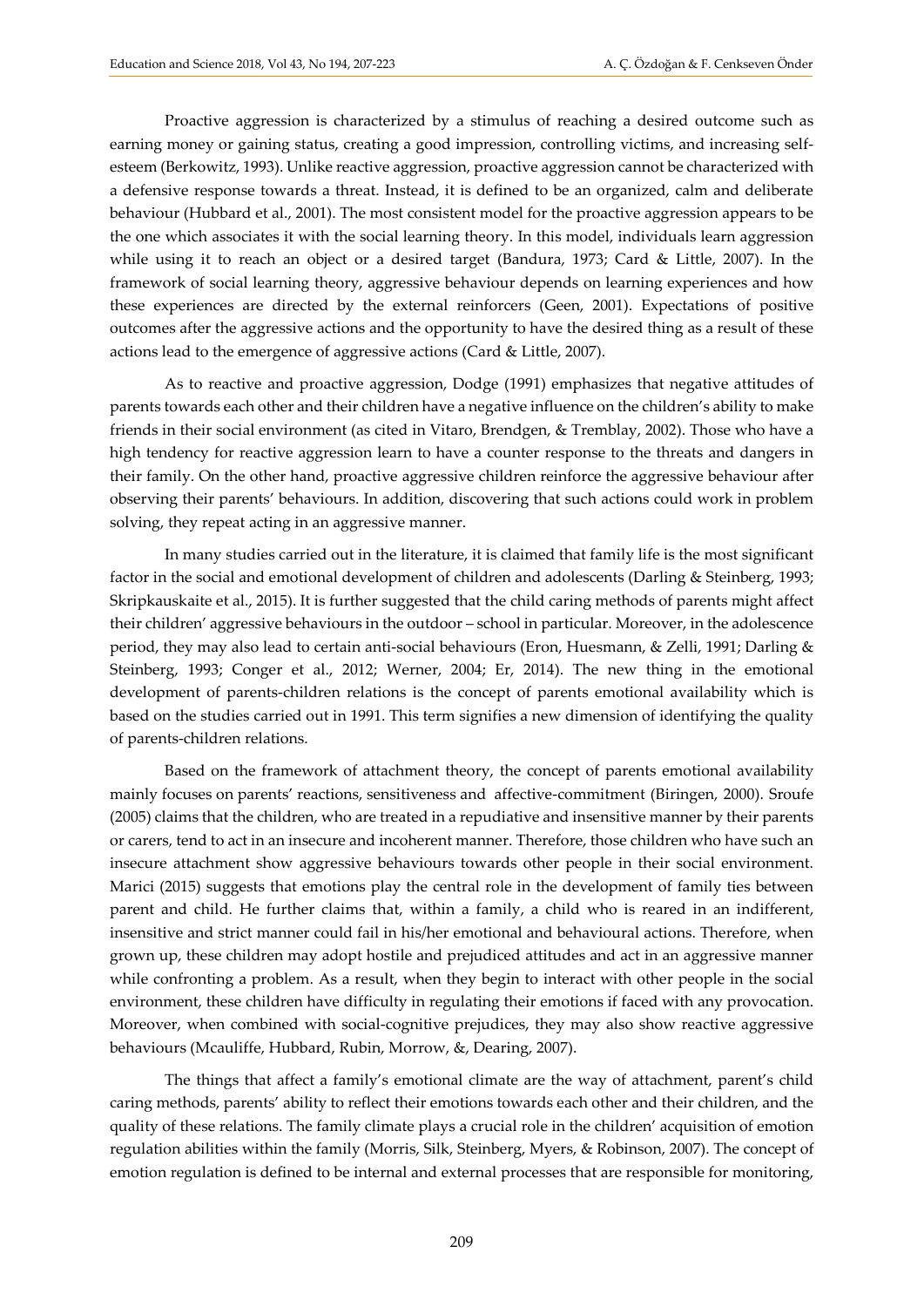Proactive aggression is characterized by a stimulus of reaching a desired outcome such as earning money or gaining status, creating a good impression, controlling victims, and increasing self-esteem (Berkowitz, 1993). Unlike reactive aggression, proactive aggression cannot be characterized with a defensive response towards a threat. Instead, it is defined to be an organized, calm and deliberate behaviour (Hubbard et al., 2001). The most consistent model for the proactive aggression appears to be the one which associates it with the social learning theory. In this model, individuals learn aggression while using it to reach an object or a desired target (Bandura, 1973; Card & Little, 2007). In the framework of social learning theory, aggressive behaviour depends on learning experiences and how these experiences are directed by the external reinforcers (Geen, 2001). Expectations of positive outcomes after the aggressive actions and the opportunity to have the desired thing as a result of these actions lead to the emergence of aggressive actions (Card & Little, 2007).

As to reactive and proactive aggression, Dodge (1991) emphasizes that negative attitudes of parents towards each other and their children have a negative influence on the children's ability to make friends in their social environment (as cited in Vitaro, Brendgen, & Tremblay, 2002). Those who have a high tendency for reactive aggression learn to have a counter response to the threats and dangers in their family. On the other hand, proactive aggressive children reinforce the aggressive behaviour after observing their parents' behaviours. In addition, discovering that such actions could work in problem solving, they repeat acting in an aggressive manner.

In many studies carried out in the literature, it is claimed that family life is the most significant factor in the social and emotional development of children and adolescents (Darling & Steinberg, 1993; Skripkauskaite et al., 2015). It is further suggested that the child caring methods of parents might affect their children' aggressive behaviours in the outdoor – school in particular. Moreover, in the adolescence period, they may also lead to certain anti-social behaviours (Eron, Huesmann, & Zelli, 1991; Darling & Steinberg, 1993; Conger et al., 2012; Werner, 2004; Er, 2014). The new thing in the emotional development of parents-children relations is the concept of parents emotional availability which is based on the studies carried out in 1991. This term signifies a new dimension of identifying the quality of parents-children relations.

Based on the framework of attachment theory, the concept of parents emotional availability mainly focuses on parents' reactions, sensitiveness and affective-commitment (Biringen, 2000). Sroufe (2005) claims that the children, who are treated in a repudiative and insensitive manner by their parents or carers, tend to act in an insecure and incoherent manner. Therefore, those children who have such an insecure attachment show aggressive behaviours towards other people in their social environment. Marici (2015) suggests that emotions play the central role in the development of family ties between parent and child. He further claims that, within a family, a child who is reared in an indifferent, insensitive and strict manner could fail in his/her emotional and behavioural actions. Therefore, when grown up, these children may adopt hostile and prejudiced attitudes and act in an aggressive manner while confronting a problem. As a result, when they begin to interact with other people in the social environment, these children have difficulty in regulating their emotions if faced with any provocation. Moreover, when combined with social-cognitive prejudices, they may also show reactive aggressive behaviours (Mcauliffe, Hubbard, Rubin, Morrow, &, Dearing, 2007).

The things that affect a family's emotional climate are the way of attachment, parent's child caring methods, parents' ability to reflect their emotions towards each other and their children, and the quality of these relations. The family climate plays a crucial role in the children' acquisition of emotion regulation abilities within the family (Morris, Silk, Steinberg, Myers, & Robinson, 2007). The concept of emotion regulation is defined to be internal and external processes that are responsible for monitoring,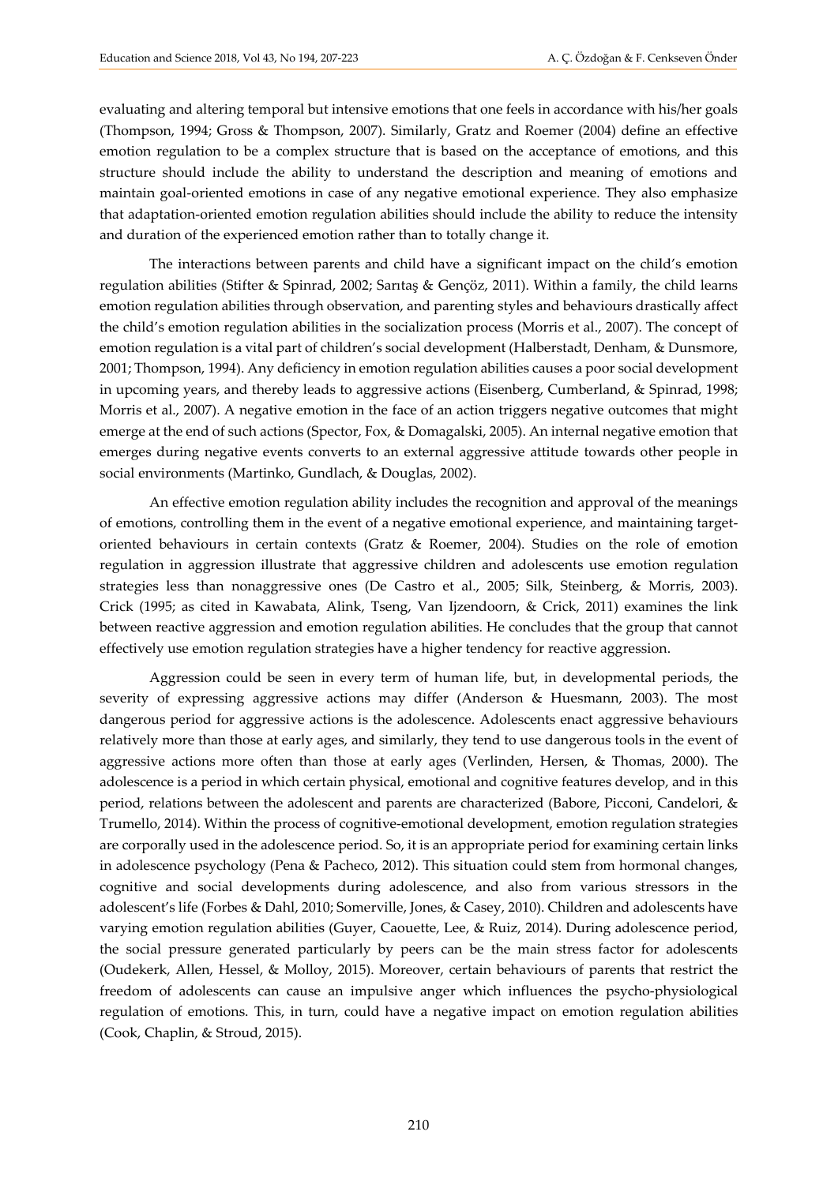evaluating and altering temporal but intensive emotions that one feels in accordance with his/her goals (Thompson, 1994; Gross & Thompson, 2007). Similarly, Gratz and Roemer (2004) define an effective emotion regulation to be a complex structure that is based on the acceptance of emotions, and this structure should include the ability to understand the description and meaning of emotions and maintain goal-oriented emotions in case of any negative emotional experience. They also emphasize that adaptation-oriented emotion regulation abilities should include the ability to reduce the intensity and duration of the experienced emotion rather than to totally change it.

The interactions between parents and child have a significant impact on the child's emotion regulation abilities (Stifter & Spinrad, 2002; Sarıtaş & Gençöz, 2011). Within a family, the child learns emotion regulation abilities through observation, and parenting styles and behaviours drastically affect the child's emotion regulation abilities in the socialization process (Morris et al., 2007). The concept of emotion regulation is a vital part of children's social development (Halberstadt, Denham, & Dunsmore, 2001; Thompson, 1994). Any deficiency in emotion regulation abilities causes a poor social development in upcoming years, and thereby leads to aggressive actions (Eisenberg, Cumberland, & Spinrad, 1998; Morris et al., 2007). A negative emotion in the face of an action triggers negative outcomes that might emerge at the end of such actions (Spector, Fox, & Domagalski, 2005). An internal negative emotion that emerges during negative events converts to an external aggressive attitude towards other people in social environments (Martinko, Gundlach, & Douglas, 2002).

An effective emotion regulation ability includes the recognition and approval of the meanings of emotions, controlling them in the event of a negative emotional experience, and maintaining target-oriented behaviours in certain contexts (Gratz & Roemer, 2004). Studies on the role of emotion regulation in aggression illustrate that aggressive children and adolescents use emotion regulation strategies less than nonaggressive ones (De Castro et al., 2005; Silk, Steinberg, & Morris, 2003). Crick (1995; as cited in Kawabata, Alink, Tseng, Van Ijzendoorn, & Crick, 2011) examines the link between reactive aggression and emotion regulation abilities. He concludes that the group that cannot effectively use emotion regulation strategies have a higher tendency for reactive aggression.

Aggression could be seen in every term of human life, but, in developmental periods, the severity of expressing aggressive actions may differ (Anderson & Huesmann, 2003). The most dangerous period for aggressive actions is the adolescence. Adolescents enact aggressive behaviours relatively more than those at early ages, and similarly, they tend to use dangerous tools in the event of aggressive actions more often than those at early ages (Verlinden, Hersen, & Thomas, 2000). The adolescence is a period in which certain physical, emotional and cognitive features develop, and in this period, relations between the adolescent and parents are characterized (Babore, Picconi, Candelori, & Trumello, 2014). Within the process of cognitive-emotional development, emotion regulation strategies are corporally used in the adolescence period. So, it is an appropriate period for examining certain links in adolescence psychology (Pena & Pacheco, 2012). This situation could stem from hormonal changes, cognitive and social developments during adolescence, and also from various stressors in the adolescent's life (Forbes & Dahl, 2010; Somerville, Jones, & Casey, 2010). Children and adolescents have varying emotion regulation abilities (Guyer, Caouette, Lee, & Ruiz, 2014). During adolescence period, the social pressure generated particularly by peers can be the main stress factor for adolescents (Oudekerk, Allen, Hessel, & Molloy, 2015). Moreover, certain behaviours of parents that restrict the freedom of adolescents can cause an impulsive anger which influences the psycho-physiological regulation of emotions. This, in turn, could have a negative impact on emotion regulation abilities (Cook, Chaplin, & Stroud, 2015).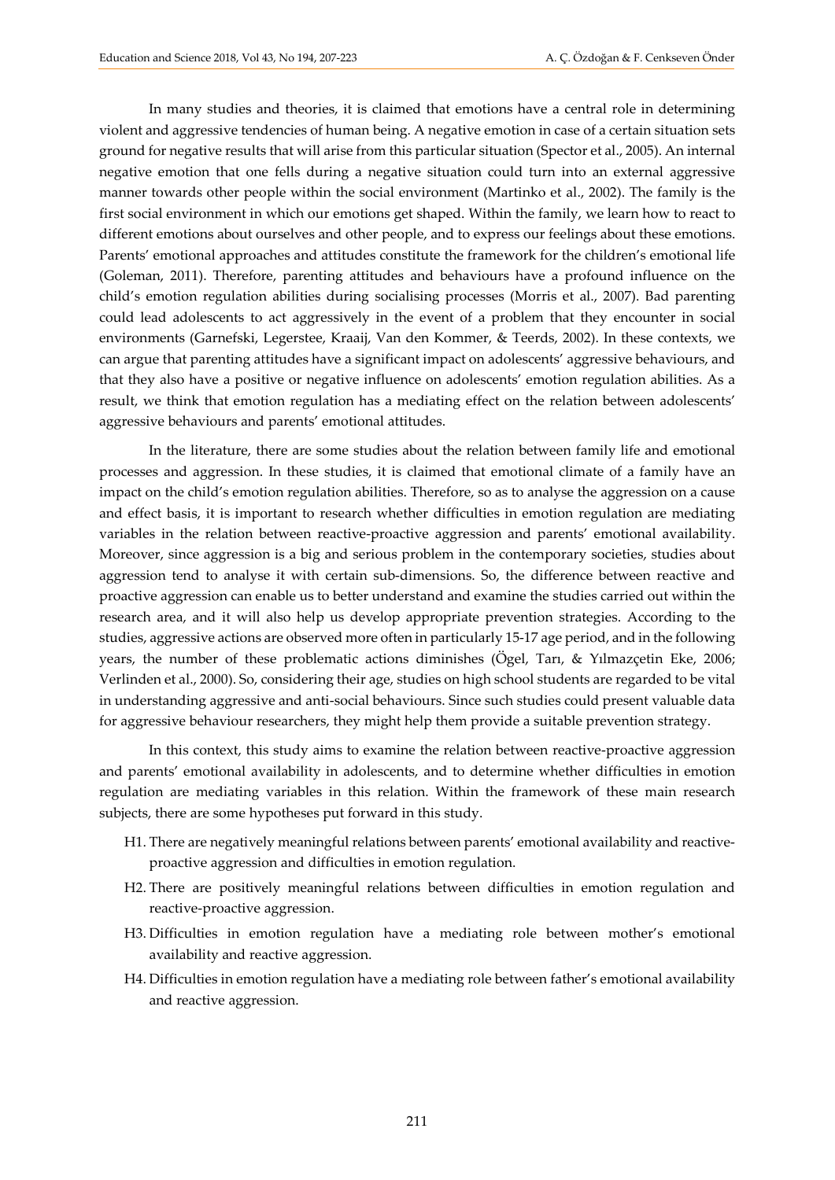In many studies and theories, it is claimed that emotions have a central role in determining violent and aggressive tendencies of human being. A negative emotion in case of a certain situation sets ground for negative results that will arise from this particular situation (Spector et al., 2005). An internal negative emotion that one fells during a negative situation could turn into an external aggressive manner towards other people within the social environment (Martinko et al., 2002). The family is the first social environment in which our emotions get shaped. Within the family, we learn how to react to different emotions about ourselves and other people, and to express our feelings about these emotions. Parents' emotional approaches and attitudes constitute the framework for the children's emotional life (Goleman, 2011). Therefore, parenting attitudes and behaviours have a profound influence on the child's emotion regulation abilities during socialising processes (Morris et al., 2007). Bad parenting could lead adolescents to act aggressively in the event of a problem that they encounter in social environments (Garnefski, Legerstee, Kraaij, Van den Kommer, & Teerds, 2002). In these contexts, we can argue that parenting attitudes have a significant impact on adolescents' aggressive behaviours, and that they also have a positive or negative influence on adolescents' emotion regulation abilities. As a result, we think that emotion regulation has a mediating effect on the relation between adolescents' aggressive behaviours and parents' emotional attitudes.

In the literature, there are some studies about the relation between family life and emotional processes and aggression. In these studies, it is claimed that emotional climate of a family have an impact on the child's emotion regulation abilities. Therefore, so as to analyse the aggression on a cause and effect basis, it is important to research whether difficulties in emotion regulation are mediating variables in the relation between reactive-proactive aggression and parents' emotional availability. Moreover, since aggression is a big and serious problem in the contemporary societies, studies about aggression tend to analyse it with certain sub-dimensions. So, the difference between reactive and proactive aggression can enable us to better understand and examine the studies carried out within the research area, and it will also help us develop appropriate prevention strategies. According to the studies, aggressive actions are observed more often in particularly 15-17 age period, and in the following years, the number of these problematic actions diminishes (Ögel, Tarı, & Yılmazçetin Eke, 2006; Verlinden et al., 2000). So, considering their age, studies on high school students are regarded to be vital in understanding aggressive and anti-social behaviours. Since such studies could present valuable data for aggressive behaviour researchers, they might help them provide a suitable prevention strategy.

In this context, this study aims to examine the relation between reactive-proactive aggression and parents' emotional availability in adolescents, and to determine whether difficulties in emotion regulation are mediating variables in this relation. Within the framework of these main research subjects, there are some hypotheses put forward in this study.

- H1. There are negatively meaningful relations between parents' emotional availability and reactive-proactive aggression and difficulties in emotion regulation.
- H2. There are positively meaningful relations between difficulties in emotion regulation and reactive-proactive aggression.
- H3. Difficulties in emotion regulation have a mediating role between mother's emotional availability and reactive aggression.
- H4. Difficulties in emotion regulation have a mediating role between father's emotional availability and reactive aggression.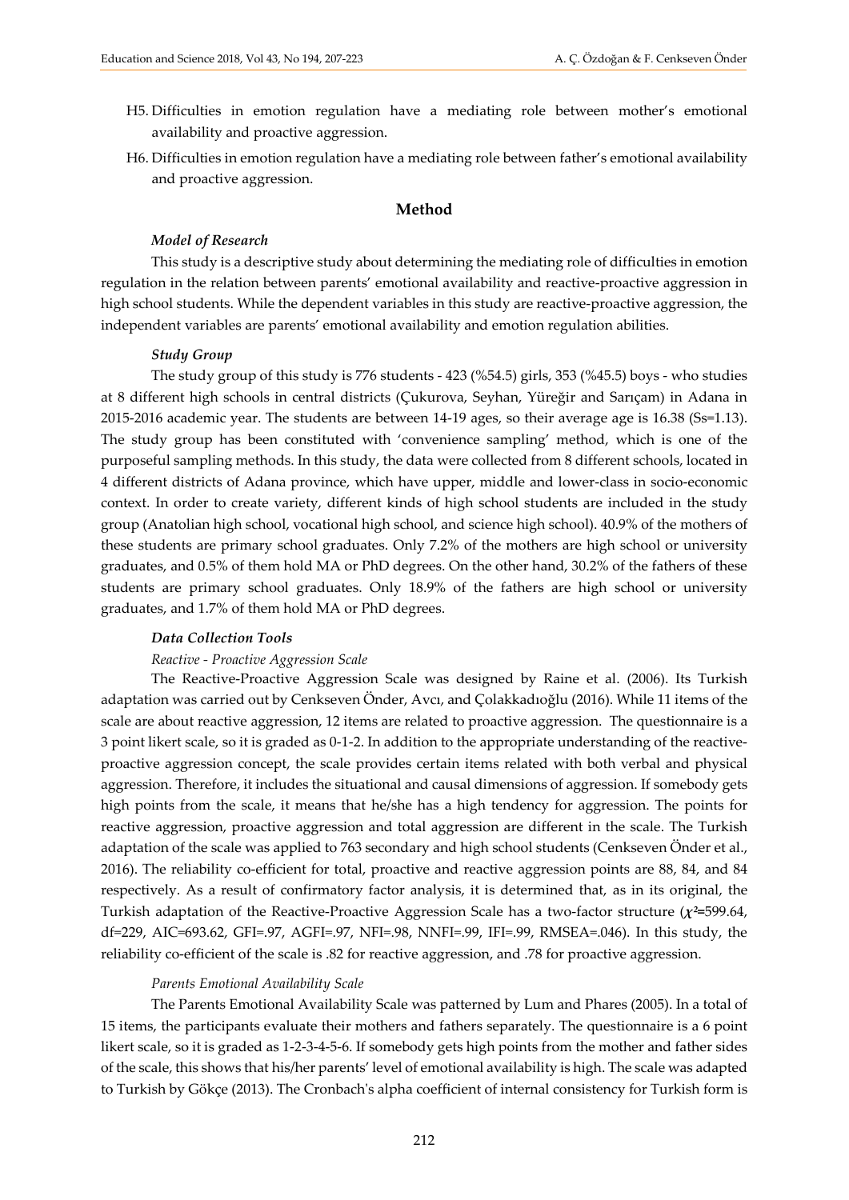H5. Difficulties in emotion regulation have a mediating role between mother's emotional availability and proactive aggression.

H6. Difficulties in emotion regulation have a mediating role between father's emotional availability and proactive aggression.

## Method

### *Model of Research*

This study is a descriptive study about determining the mediating role of difficulties in emotion regulation in the relation between parents' emotional availability and reactive-proactive aggression in high school students. While the dependent variables in this study are reactive-proactive aggression, the independent variables are parents' emotional availability and emotion regulation abilities.

### *Study Group*

The study group of this study is 776 students - 423 (%54.5) girls, 353 (%45.5) boys - who studies at 8 different high schools in central districts (Çukurova, Seyhan, Yüreğir and Sarıçam) in Adana in 2015-2016 academic year. The students are between 14-19 ages, so their average age is 16.38 (Ss=1.13). The study group has been constituted with 'convenience sampling' method, which is one of the purposeful sampling methods. In this study, the data were collected from 8 different schools, located in 4 different districts of Adana province, which have upper, middle and lower-class in socio-economic context. In order to create variety, different kinds of high school students are included in the study group (Anatolian high school, vocational high school, and science high school). 40.9% of the mothers of these students are primary school graduates. Only 7.2% of the mothers are high school or university graduates, and 0.5% of them hold MA or PhD degrees. On the other hand, 30.2% of the fathers of these students are primary school graduates. Only 18.9% of the fathers are high school or university graduates, and 1.7% of them hold MA or PhD degrees.

### *Data Collection Tools*

#### *Reactive - Proactive Aggression Scale*

The Reactive-Proactive Aggression Scale was designed by Raine et al. (2006). Its Turkish adaptation was carried out by Cenkseven Önder, Avcı, and Çolakkadıoğlu (2016). While 11 items of the scale are about reactive aggression, 12 items are related to proactive aggression. The questionnaire is a 3 point likert scale, so it is graded as 0-1-2. In addition to the appropriate understanding of the reactive-proactive aggression concept, the scale provides certain items related with both verbal and physical aggression. Therefore, it includes the situational and causal dimensions of aggression. If somebody gets high points from the scale, it means that he/she has a high tendency for aggression. The points for reactive aggression, proactive aggression and total aggression are different in the scale. The Turkish adaptation of the scale was applied to 763 secondary and high school students (Cenkseven Önder et al., 2016). The reliability co-efficient for total, proactive and reactive aggression points are 88, 84, and 84 respectively. As a result of confirmatory factor analysis, it is determined that, as in its original, the Turkish adaptation of the Reactive-Proactive Aggression Scale has a two-factor structure ($\chi^2$=599.64, df=229, AIC=693.62, GFI=.97, AGFI=.97, NFI=.98, NNFI=.99, IFI=.99, RMSEA=.046). In this study, the reliability co-efficient of the scale is .82 for reactive aggression, and .78 for proactive aggression.

#### *Parents Emotional Availability Scale*

The Parents Emotional Availability Scale was patterned by Lum and Phares (2005). In a total of 15 items, the participants evaluate their mothers and fathers separately. The questionnaire is a 6 point likert scale, so it is graded as 1-2-3-4-5-6. If somebody gets high points from the mother and father sides of the scale, this shows that his/her parents' level of emotional availability is high. The scale was adapted to Turkish by Gökçe (2013). The Cronbach's alpha coefficient of internal consistency for Turkish form is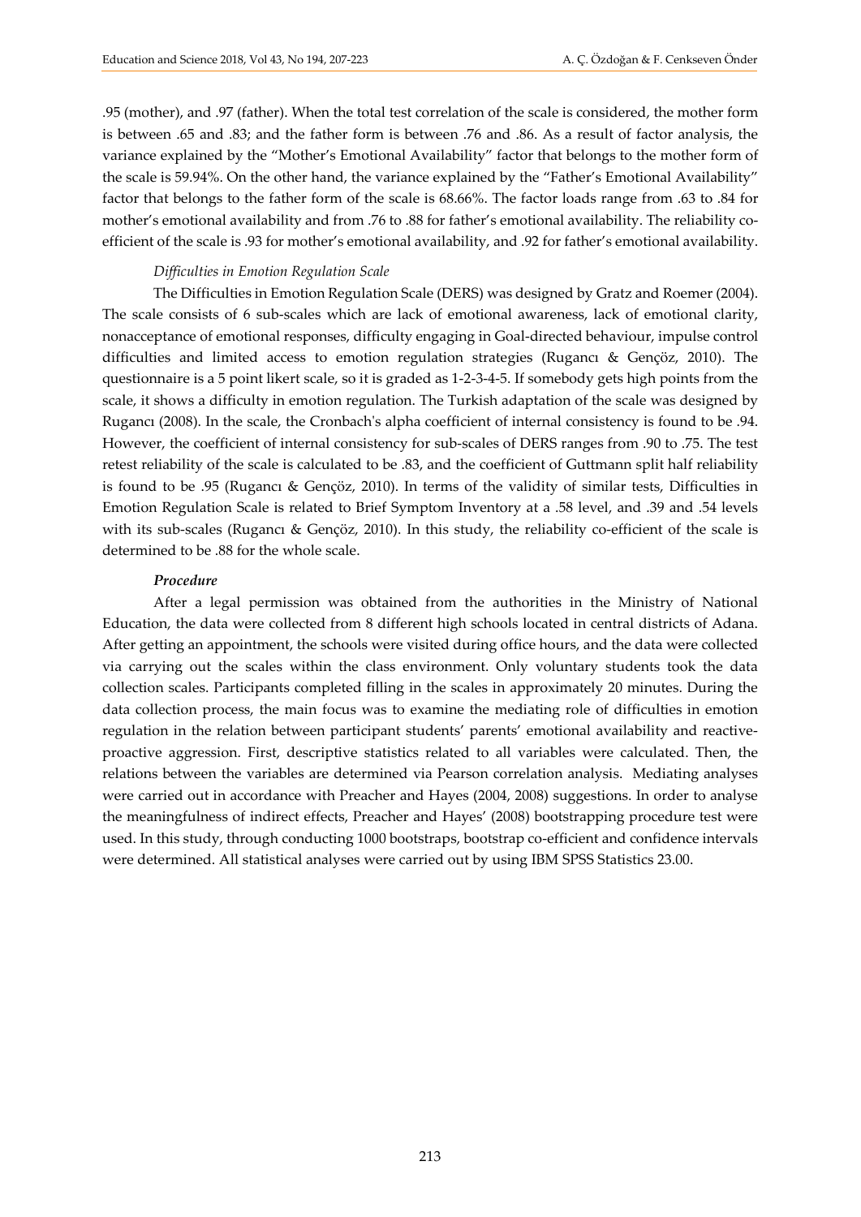.95 (mother), and .97 (father). When the total test correlation of the scale is considered, the mother form is between .65 and .83; and the father form is between .76 and .86. As a result of factor analysis, the variance explained by the "Mother's Emotional Availability" factor that belongs to the mother form of the scale is 59.94%. On the other hand, the variance explained by the "Father's Emotional Availability" factor that belongs to the father form of the scale is 68.66%. The factor loads range from .63 to .84 for mother's emotional availability and from .76 to .88 for father's emotional availability. The reliability co-efficient of the scale is .93 for mother's emotional availability, and .92 for father's emotional availability.

*Difficulties in Emotion Regulation Scale*

The Difficulties in Emotion Regulation Scale (DERS) was designed by Gratz and Roemer (2004). The scale consists of 6 sub-scales which are lack of emotional awareness, lack of emotional clarity, nonacceptance of emotional responses, difficulty engaging in Goal-directed behaviour, impulse control difficulties and limited access to emotion regulation strategies (Rugancı & Gençöz, 2010). The questionnaire is a 5 point likert scale, so it is graded as 1-2-3-4-5. If somebody gets high points from the scale, it shows a difficulty in emotion regulation. The Turkish adaptation of the scale was designed by Rugancı (2008). In the scale, the Cronbach's alpha coefficient of internal consistency is found to be .94. However, the coefficient of internal consistency for sub-scales of DERS ranges from .90 to .75. The test retest reliability of the scale is calculated to be .83, and the coefficient of Guttmann split half reliability is found to be .95 (Rugancı & Gençöz, 2010). In terms of the validity of similar tests, Difficulties in Emotion Regulation Scale is related to Brief Symptom Inventory at a .58 level, and .39 and .54 levels with its sub-scales (Rugancı & Gençöz, 2010). In this study, the reliability co-efficient of the scale is determined to be .88 for the whole scale.

***Procedure***

After a legal permission was obtained from the authorities in the Ministry of National Education, the data were collected from 8 different high schools located in central districts of Adana. After getting an appointment, the schools were visited during office hours, and the data were collected via carrying out the scales within the class environment. Only voluntary students took the data collection scales. Participants completed filling in the scales in approximately 20 minutes. During the data collection process, the main focus was to examine the mediating role of difficulties in emotion regulation in the relation between participant students' parents' emotional availability and reactive-proactive aggression. First, descriptive statistics related to all variables were calculated. Then, the relations between the variables are determined via Pearson correlation analysis. Mediating analyses were carried out in accordance with Preacher and Hayes (2004, 2008) suggestions. In order to analyse the meaningfulness of indirect effects, Preacher and Hayes' (2008) bootstrapping procedure test were used. In this study, through conducting 1000 bootstraps, bootstrap co-efficient and confidence intervals were determined. All statistical analyses were carried out by using IBM SPSS Statistics 23.00.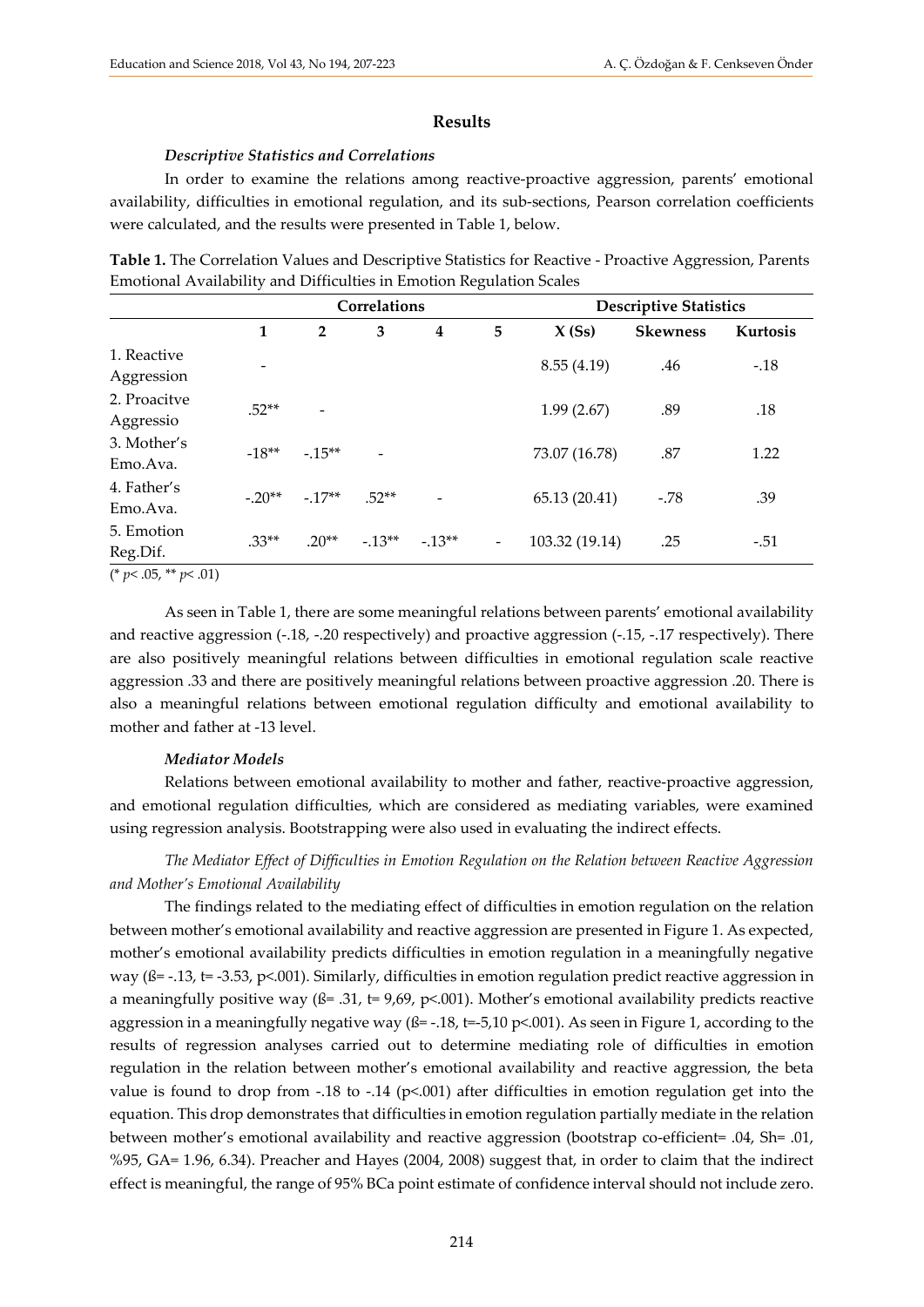## Results

### *Descriptive Statistics and Correlations*

In order to examine the relations among reactive-proactive aggression, parents' emotional availability, difficulties in emotional regulation, and its sub-sections, Pearson correlation coefficients were calculated, and the results were presented in Table 1, below.

**Table 1.** The Correlation Values and Descriptive Statistics for Reactive - Proactive Aggression, Parents Emotional Availability and Difficulties in Emotion Regulation Scales

| | Correlations | | | | | Descriptive Statistics | | |
|---|---|---|---|---|---|---|---|---|
| | **1** | **2** | **3** | **4** | **5** | **X (Ss)** | **Skewness** | **Kurtosis** |
| 1. Reactive Aggression | - | | | | | 8.55 (4.19) | .46 | -.18 |
| 2. Proacitve Aggressio | .52** | - | | | | 1.99 (2.67) | .89 | .18 |
| 3. Mother's Emo.Ava. | -18** | -.15** | - | | | 73.07 (16.78) | .87 | 1.22 |
| 4. Father's Emo.Ava. | -.20** | -.17** | .52** | - | | 65.13 (20.41) | -.78 | .39 |
| 5. Emotion Reg.Dif. | .33** | .20** | -.13** | -.13** | - | 103.32 (19.14) | .25 | -.51 |

(* $p< .05$, ** $p< .01$)

As seen in Table 1, there are some meaningful relations between parents' emotional availability and reactive aggression (-.18, -.20 respectively) and proactive aggression (-.15, -.17 respectively). There are also positively meaningful relations between difficulties in emotional regulation scale reactive aggression .33 and there are positively meaningful relations between proactive aggression .20. There is also a meaningful relations between emotional regulation difficulty and emotional availability to mother and father at -13 level.

### *Mediator Models*

Relations between emotional availability to mother and father, reactive-proactive aggression, and emotional regulation difficulties, which are considered as mediating variables, were examined using regression analysis. Bootstrapping were also used in evaluating the indirect effects.

*The Mediator Effect of Difficulties in Emotion Regulation on the Relation between Reactive Aggression and Mother's Emotional Availability*

The findings related to the mediating effect of difficulties in emotion regulation on the relation between mother's emotional availability and reactive aggression are presented in Figure 1. As expected, mother's emotional availability predicts difficulties in emotion regulation in a meaningfully negative way (ß= -.13, t= -3.53, p<.001). Similarly, difficulties in emotion regulation predict reactive aggression in a meaningfully positive way (ß= .31, t= 9,69, p<.001). Mother's emotional availability predicts reactive aggression in a meaningfully negative way (ß= -.18, t=-5,10 p<.001). As seen in Figure 1, according to the results of regression analyses carried out to determine mediating role of difficulties in emotion regulation in the relation between mother's emotional availability and reactive aggression, the beta value is found to drop from -.18 to -.14 (p<.001) after difficulties in emotion regulation get into the equation. This drop demonstrates that difficulties in emotion regulation partially mediate in the relation between mother's emotional availability and reactive aggression (bootstrap co-efficient= .04, Sh= .01, %95, GA= 1.96, 6.34). Preacher and Hayes (2004, 2008) suggest that, in order to claim that the indirect effect is meaningful, the range of 95% BCa point estimate of confidence interval should not include zero.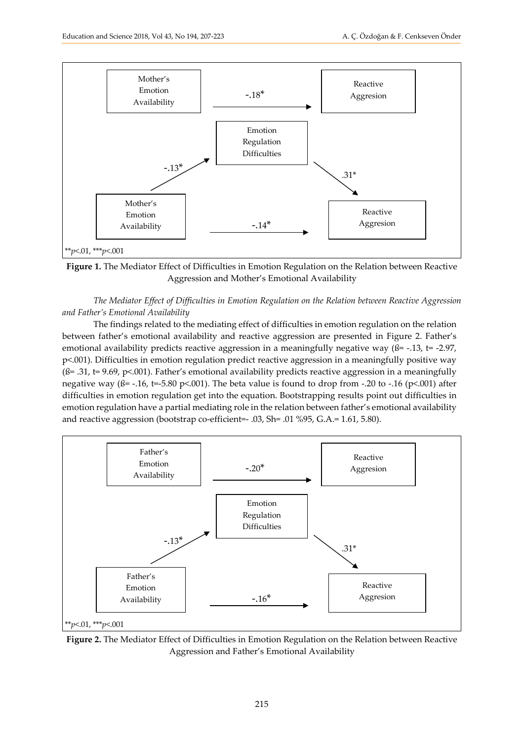Mother's Emotion Availability → Reactive Aggresion: -.18*

Mother's Emotion Availability → Emotion Regulation Difficulties: -.13*

Emotion Regulation Difficulties → Reactive Aggresion: .31*

Mother's Emotion Availability → Reactive Aggresion: -.14*

**p<.01, ***p<.001

**Figure 1.** The Mediator Effect of Difficulties in Emotion Regulation on the Relation between Reactive Aggression and Mother's Emotional Availability

*The Mediator Effect of Difficulties in Emotion Regulation on the Relation between Reactive Aggression and Father's Emotional Availability*

The findings related to the mediating effect of difficulties in emotion regulation on the relation between father's emotional availability and reactive aggression are presented in Figure 2. Father's emotional availability predicts reactive aggression in a meaningfully negative way (ß= -.13, t= -2.97, p<.001). Difficulties in emotion regulation predict reactive aggression in a meaningfully positive way (ß= .31, t= 9.69, p<.001). Father's emotional availability predicts reactive aggression in a meaningfully negative way (ß= -.16, t=-5.80 p<.001). The beta value is found to drop from -.20 to -.16 (p<.001) after difficulties in emotion regulation get into the equation. Bootstrapping results point out difficulties in emotion regulation have a partial mediating role in the relation between father's emotional availability and reactive aggression (bootstrap co-efficient=- .03, Sh= .01 %95, G.A.= 1.61, 5.80).

Father's Emotion Availability → Reactive Aggresion: -.20*

Father's Emotion Availability → Emotion Regulation Difficulties: -.13*

Emotion Regulation Difficulties → Reactive Aggresion: .31*

Father's Emotion Availability → Reactive Aggresion: -.16*

**p<.01, ***p<.001

**Figure 2.** The Mediator Effect of Difficulties in Emotion Regulation on the Relation between Reactive Aggression and Father's Emotional Availability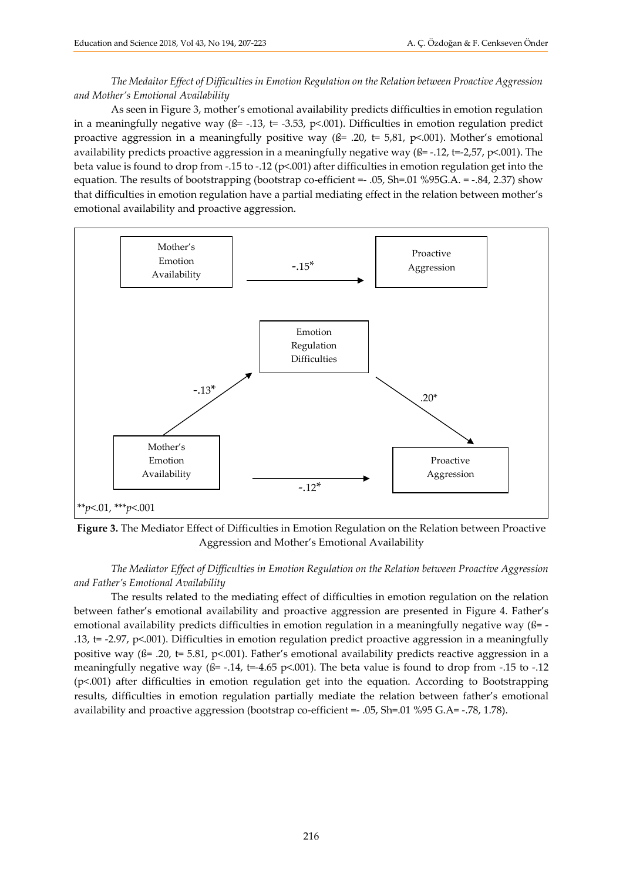*The Medaitor Effect of Difficulties in Emotion Regulation on the Relation between Proactive Aggression and Mother's Emotional Availability*

As seen in Figure 3, mother's emotional availability predicts difficulties in emotion regulation in a meaningfully negative way (ß= -.13, t= -3.53, p<.001). Difficulties in emotion regulation predict proactive aggression in a meaningfully positive way (ß= .20, t= 5,81, p<.001). Mother's emotional availability predicts proactive aggression in a meaningfully negative way (ß= -.12, t=-2,57, p<.001). The beta value is found to drop from -.15 to -.12 (p<.001) after difficulties in emotion regulation get into the equation. The results of bootstrapping (bootstrap co-efficient =- .05, Sh=.01 %95G.A. = -.84, 2.37) show that difficulties in emotion regulation have a partial mediating effect in the relation between mother's emotional availability and proactive aggression.

Mother's Emotion Availability → Proactive Aggression: -.15*

Mother's Emotion Availability → Emotion Regulation Difficulties: -.13*

Emotion Regulation Difficulties → Proactive Aggression: .20*

Mother's Emotion Availability → Proactive Aggression: -.12*

\*\*$p$<.01, \*\*\*$p$<.001

**Figure 3.** The Mediator Effect of Difficulties in Emotion Regulation on the Relation between Proactive Aggression and Mother's Emotional Availability

*The Mediator Effect of Difficulties in Emotion Regulation on the Relation between Proactive Aggression and Father's Emotional Availability*

The results related to the mediating effect of difficulties in emotion regulation on the relation between father's emotional availability and proactive aggression are presented in Figure 4. Father's emotional availability predicts difficulties in emotion regulation in a meaningfully negative way (ß= -.13, t= -2.97, p<.001). Difficulties in emotion regulation predict proactive aggression in a meaningfully positive way (ß= .20, t= 5.81, p<.001). Father's emotional availability predicts reactive aggression in a meaningfully negative way (ß= -.14, t=-4.65 p<.001). The beta value is found to drop from -.15 to -.12 (p<.001) after difficulties in emotion regulation get into the equation. According to Bootstrapping results, difficulties in emotion regulation partially mediate the relation between father's emotional availability and proactive aggression (bootstrap co-efficient =- .05, Sh=.01 %95 G.A= -.78, 1.78).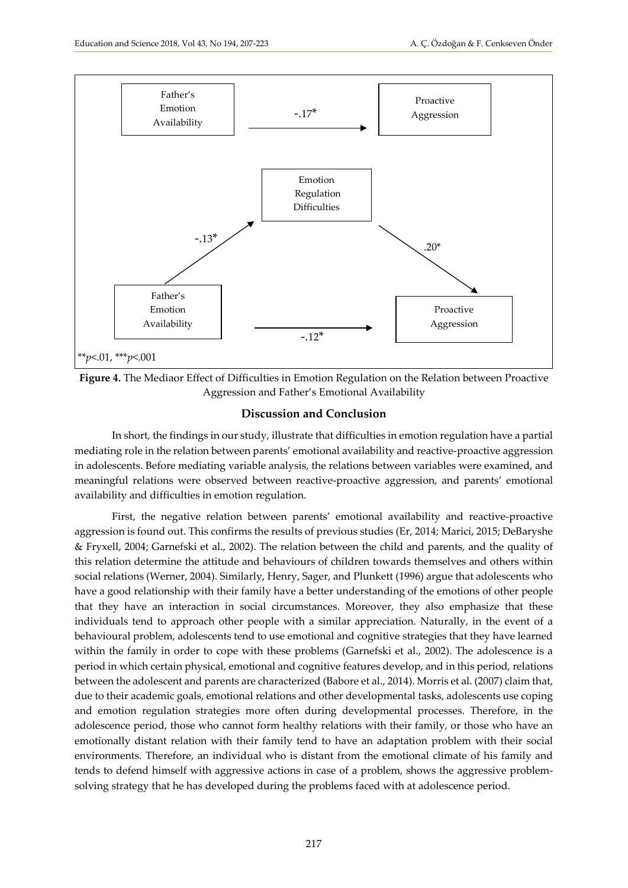Father's Emotion Availability → Proactive Aggression: -.17*

Father's Emotion Availability → Emotion Regulation Difficulties: -.13*

Emotion Regulation Difficulties → Proactive Aggression: .20*

Father's Emotion Availability → Proactive Aggression: -.12*

**$p$<.01, ***$p$<.001

**Figure 4.** The Mediaor Effect of Difficulties in Emotion Regulation on the Relation between Proactive Aggression and Father's Emotional Availability

## Discussion and Conclusion

In short, the findings in our study, illustrate that difficulties in emotion regulation have a partial mediating role in the relation between parents' emotional availability and reactive-proactive aggression in adolescents. Before mediating variable analysis, the relations between variables were examined, and meaningful relations were observed between reactive-proactive aggression, and parents' emotional availability and difficulties in emotion regulation.

First, the negative relation between parents' emotional availability and reactive-proactive aggression is found out. This confirms the results of previous studies (Er, 2014; Marici, 2015; DeBaryshe & Fryxell, 2004; Garnefski et al., 2002). The relation between the child and parents, and the quality of this relation determine the attitude and behaviours of children towards themselves and others within social relations (Werner, 2004). Similarly, Henry, Sager, and Plunkett (1996) argue that adolescents who have a good relationship with their family have a better understanding of the emotions of other people that they have an interaction in social circumstances. Moreover, they also emphasize that these individuals tend to approach other people with a similar appreciation. Naturally, in the event of a behavioural problem, adolescents tend to use emotional and cognitive strategies that they have learned within the family in order to cope with these problems (Garnefski et al., 2002). The adolescence is a period in which certain physical, emotional and cognitive features develop, and in this period, relations between the adolescent and parents are characterized (Babore et al., 2014). Morris et al. (2007) claim that, due to their academic goals, emotional relations and other developmental tasks, adolescents use coping and emotion regulation strategies more often during developmental processes. Therefore, in the adolescence period, those who cannot form healthy relations with their family, or those who have an emotionally distant relation with their family tend to have an adaptation problem with their social environments. Therefore, an individual who is distant from the emotional climate of his family and tends to defend himself with aggressive actions in case of a problem, shows the aggressive problem-solving strategy that he has developed during the problems faced with at adolescence period.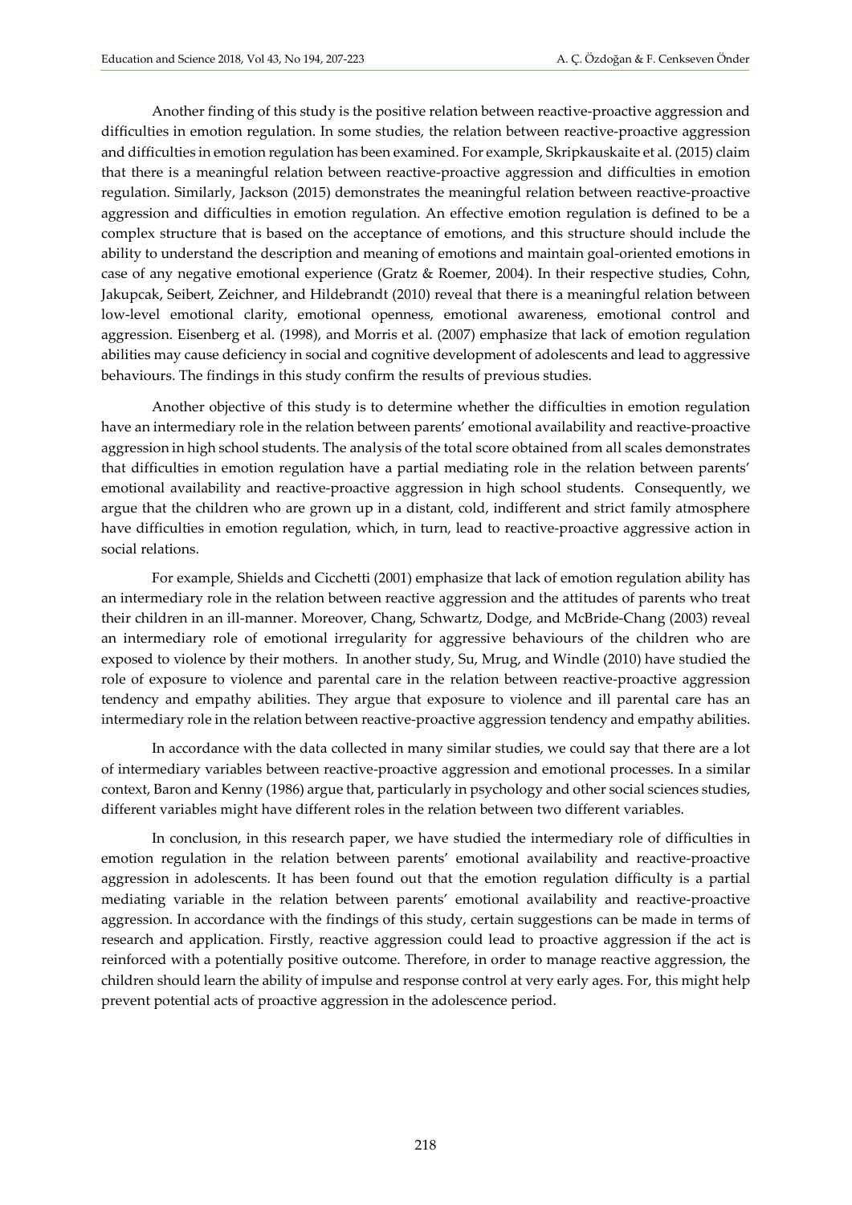Another finding of this study is the positive relation between reactive-proactive aggression and difficulties in emotion regulation. In some studies, the relation between reactive-proactive aggression and difficulties in emotion regulation has been examined. For example, Skripkauskaite et al. (2015) claim that there is a meaningful relation between reactive-proactive aggression and difficulties in emotion regulation. Similarly, Jackson (2015) demonstrates the meaningful relation between reactive-proactive aggression and difficulties in emotion regulation. An effective emotion regulation is defined to be a complex structure that is based on the acceptance of emotions, and this structure should include the ability to understand the description and meaning of emotions and maintain goal-oriented emotions in case of any negative emotional experience (Gratz & Roemer, 2004). In their respective studies, Cohn, Jakupcak, Seibert, Zeichner, and Hildebrandt (2010) reveal that there is a meaningful relation between low-level emotional clarity, emotional openness, emotional awareness, emotional control and aggression. Eisenberg et al. (1998), and Morris et al. (2007) emphasize that lack of emotion regulation abilities may cause deficiency in social and cognitive development of adolescents and lead to aggressive behaviours. The findings in this study confirm the results of previous studies.

Another objective of this study is to determine whether the difficulties in emotion regulation have an intermediary role in the relation between parents' emotional availability and reactive-proactive aggression in high school students. The analysis of the total score obtained from all scales demonstrates that difficulties in emotion regulation have a partial mediating role in the relation between parents' emotional availability and reactive-proactive aggression in high school students. Consequently, we argue that the children who are grown up in a distant, cold, indifferent and strict family atmosphere have difficulties in emotion regulation, which, in turn, lead to reactive-proactive aggressive action in social relations.

For example, Shields and Cicchetti (2001) emphasize that lack of emotion regulation ability has an intermediary role in the relation between reactive aggression and the attitudes of parents who treat their children in an ill-manner. Moreover, Chang, Schwartz, Dodge, and McBride-Chang (2003) reveal an intermediary role of emotional irregularity for aggressive behaviours of the children who are exposed to violence by their mothers. In another study, Su, Mrug, and Windle (2010) have studied the role of exposure to violence and parental care in the relation between reactive-proactive aggression tendency and empathy abilities. They argue that exposure to violence and ill parental care has an intermediary role in the relation between reactive-proactive aggression tendency and empathy abilities.

In accordance with the data collected in many similar studies, we could say that there are a lot of intermediary variables between reactive-proactive aggression and emotional processes. In a similar context, Baron and Kenny (1986) argue that, particularly in psychology and other social sciences studies, different variables might have different roles in the relation between two different variables.

In conclusion, in this research paper, we have studied the intermediary role of difficulties in emotion regulation in the relation between parents' emotional availability and reactive-proactive aggression in adolescents. It has been found out that the emotion regulation difficulty is a partial mediating variable in the relation between parents' emotional availability and reactive-proactive aggression. In accordance with the findings of this study, certain suggestions can be made in terms of research and application. Firstly, reactive aggression could lead to proactive aggression if the act is reinforced with a potentially positive outcome. Therefore, in order to manage reactive aggression, the children should learn the ability of impulse and response control at very early ages. For, this might help prevent potential acts of proactive aggression in the adolescence period.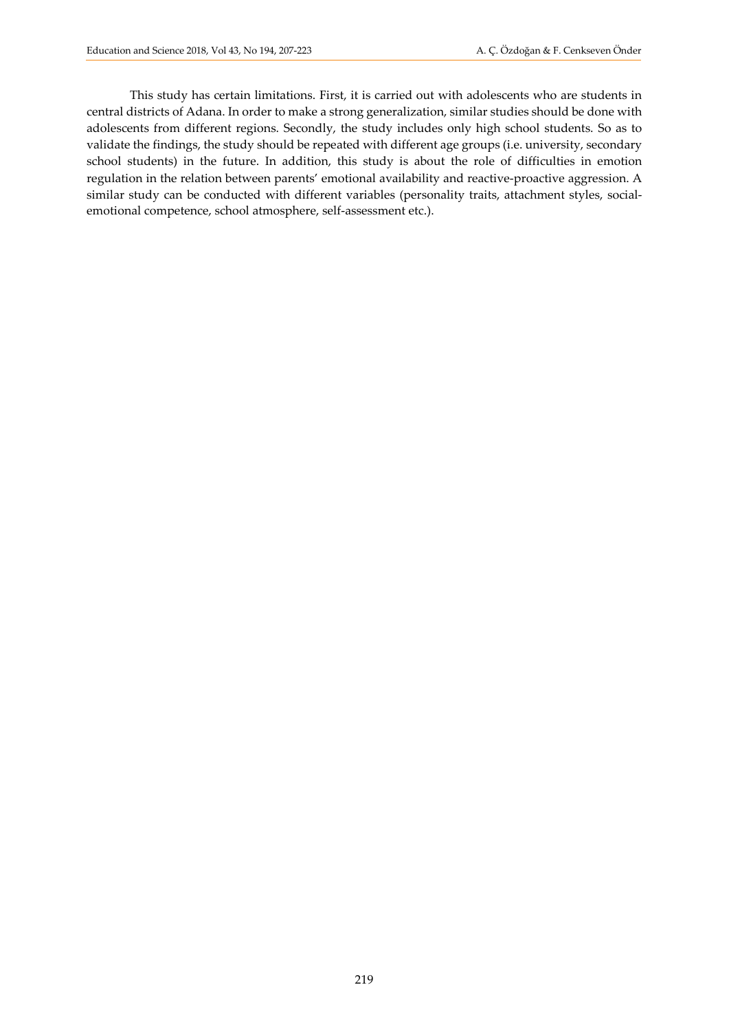This study has certain limitations. First, it is carried out with adolescents who are students in central districts of Adana. In order to make a strong generalization, similar studies should be done with adolescents from different regions. Secondly, the study includes only high school students. So as to validate the findings, the study should be repeated with different age groups (i.e. university, secondary school students) in the future. In addition, this study is about the role of difficulties in emotion regulation in the relation between parents' emotional availability and reactive-proactive aggression. A similar study can be conducted with different variables (personality traits, attachment styles, social-emotional competence, school atmosphere, self-assessment etc.).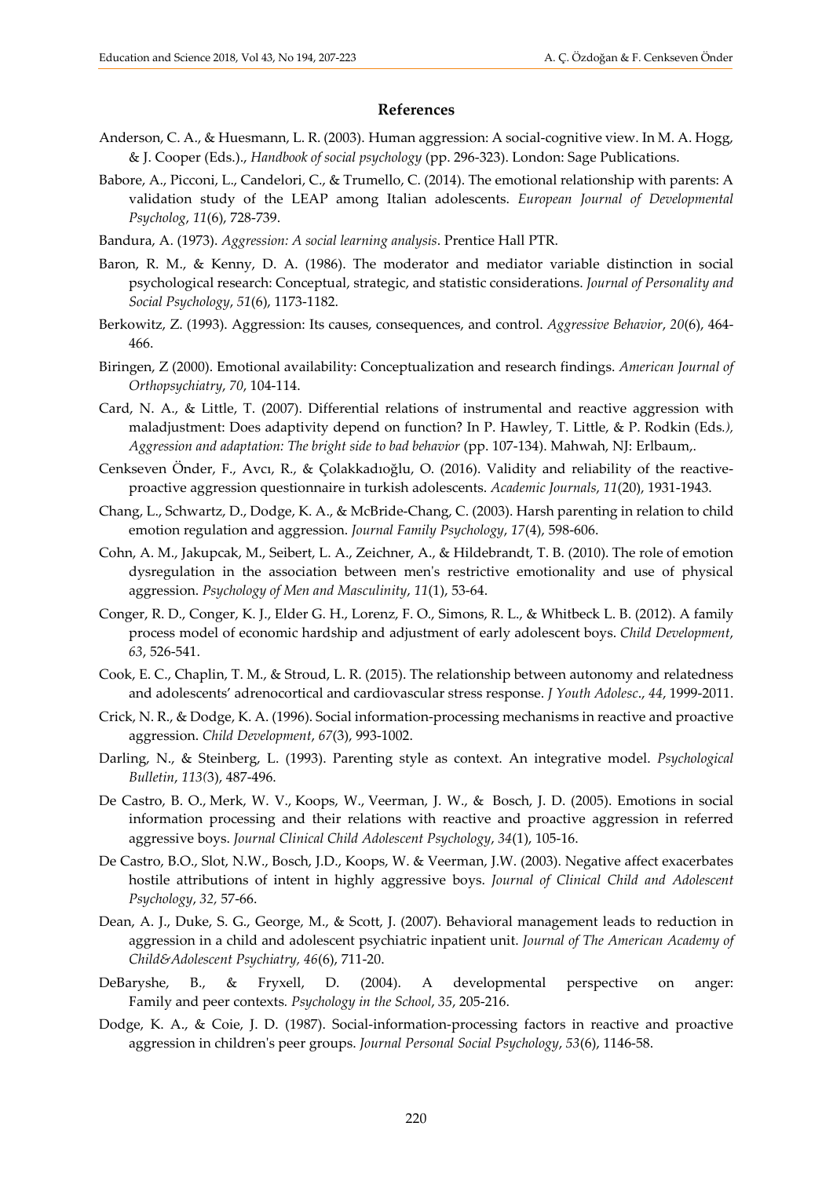## References

Anderson, C. A., & Huesmann, L. R. (2003). Human aggression: A social-cognitive view. In M. A. Hogg, & J. Cooper (Eds.)., *Handbook of social psychology* (pp. 296-323). London: Sage Publications.

Babore, A., Picconi, L., Candelori, C., & Trumello, C. (2014). The emotional relationship with parents: A validation study of the LEAP among Italian adolescents. *European Journal of Developmental Psycholog*, *11*(6), 728-739.

Bandura, A. (1973). *Aggression: A social learning analysis*. Prentice Hall PTR.

Baron, R. M., & Kenny, D. A. (1986). The moderator and mediator variable distinction in social psychological research: Conceptual, strategic, and statistic considerations. *Journal of Personality and Social Psychology*, *51*(6), 1173-1182.

Berkowitz, Z. (1993). Aggression: Its causes, consequences, and control. *Aggressive Behavior*, *20*(6), 464-466.

Biringen, Z (2000). Emotional availability: Conceptualization and research findings. *American Journal of Orthopsychiatry*, *70*, 104-114.

Card, N. A., & Little, T. (2007). Differential relations of instrumental and reactive aggression with maladjustment: Does adaptivity depend on function? In P. Hawley, T. Little, & P. Rodkin (Eds*.), Aggression and adaptation: The bright side to bad behavior* (pp. 107-134). Mahwah, NJ: Erlbaum,.

Cenkseven Önder, F., Avcı, R., & Çolakkadıoğlu, O. (2016). Validity and reliability of the reactive-proactive aggression questionnaire in turkish adolescents. *Academic Journals*, *11*(20), 1931-1943.

Chang, L., Schwartz, D., Dodge, K. A., & McBride-Chang, C. (2003). Harsh parenting in relation to child emotion regulation and aggression. *Journal Family Psychology*, *17*(4), 598-606.

Cohn, A. M., Jakupcak, M., Seibert, L. A., Zeichner, A., & Hildebrandt, T. B. (2010). The role of emotion dysregulation in the association between men's restrictive emotionality and use of physical aggression. *Psychology of Men and Masculinity*, *11*(1), 53-64.

Conger, R. D., Conger, K. J., Elder G. H., Lorenz, F. O., Simons, R. L., & Whitbeck L. B. (2012). A family process model of economic hardship and adjustment of early adolescent boys. *Child Development*, *63*, 526-541.

Cook, E. C., Chaplin, T. M., & Stroud, L. R. (2015). The relationship between autonomy and relatedness and adolescents' adrenocortical and cardiovascular stress response. *J Youth Adolesc*., *44*, 1999-2011.

Crick, N. R., & Dodge, K. A. (1996). Social information-processing mechanisms in reactive and proactive aggression. *Child Development*, *67*(3), 993-1002.

Darling, N., & Steinberg, L. (1993). Parenting style as context. An integrative model. *Psychological Bulletin*, *113(*3), 487-496.

De Castro, B. O., Merk, W. V., Koops, W., Veerman, J. W., & Bosch, J. D. (2005). Emotions in social information processing and their relations with reactive and proactive aggression in referred aggressive boys. *Journal Clinical Child Adolescent Psychology*, *34*(1), 105-16.

De Castro, B.O., Slot, N.W., Bosch, J.D., Koops, W. & Veerman, J.W. (2003). Negative affect exacerbates hostile attributions of intent in highly aggressive boys. *Journal of Clinical Child and Adolescent Psychology*, *32*, 57-66.

Dean, A. J., Duke, S. G., George, M., & Scott, J. (2007). Behavioral management leads to reduction in aggression in a child and adolescent psychiatric inpatient unit. *Journal of The American Academy of Child&Adolescent Psychiatry, 46*(6), 711-20.

DeBaryshe, B., & Fryxell, D. (2004). A developmental perspective on anger: Family and peer contexts. *Psychology in the School*, *35*, 205-216.

Dodge, K. A., & Coie, J. D. (1987). Social-information-processing factors in reactive and proactive aggression in children's peer groups. *Journal Personal Social Psychology*, *53*(6), 1146-58.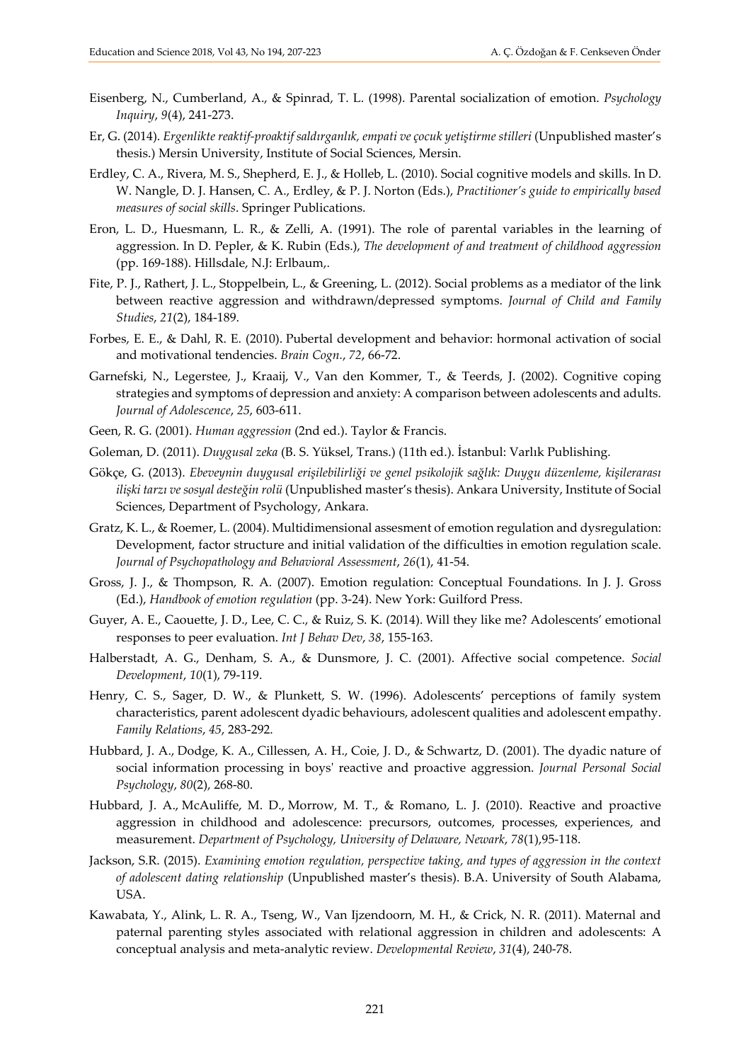Eisenberg, N., Cumberland, A., & Spinrad, T. L. (1998). Parental socialization of emotion. *Psychology Inquiry*, *9*(4), 241-273.

Er, G. (2014). *Ergenlikte reaktif-proaktif saldırganlık, empati ve çocuk yetiştirme stilleri* (Unpublished master's thesis.) Mersin University, Institute of Social Sciences, Mersin.

Erdley, C. A., Rivera, M. S., Shepherd, E. J., & Holleb, L. (2010). Social cognitive models and skills. In D. W. Nangle, D. J. Hansen, C. A., Erdley, & P. J. Norton (Eds.), *Practitioner's guide to empirically based measures of social skills*. Springer Publications.

Eron, L. D., Huesmann, L. R., & Zelli, A. (1991). The role of parental variables in the learning of aggression. In D. Pepler, & K. Rubin (Eds.), *The development of and treatment of childhood aggression* (pp. 169-188). Hillsdale, N.J: Erlbaum,.

Fite, P. J., Rathert, J. L., Stoppelbein, L., & Greening, L. (2012). Social problems as a mediator of the link between reactive aggression and withdrawn/depressed symptoms. *Journal of Child and Family Studies*, *21*(2), 184-189.

Forbes, E. E., & Dahl, R. E. (2010). Pubertal development and behavior: hormonal activation of social and motivational tendencies. *Brain Cogn.*, *72*, 66-72.

Garnefski, N., Legerstee, J., Kraaij, V., Van den Kommer, T., & Teerds, J. (2002). Cognitive coping strategies and symptoms of depression and anxiety: A comparison between adolescents and adults. *Journal of Adolescence*, *25*, 603-611.

Geen, R. G. (2001). *Human aggression* (2nd ed.). Taylor & Francis.

Goleman, D. (2011). *Duygusal zeka* (B. S. Yüksel, Trans.) (11th ed.). İstanbul: Varlık Publishing.

Gökçe, G. (2013). *Ebeveynin duygusal erişilebilirliği ve genel psikolojik sağlık: Duygu düzenleme, kişilerarası ilişki tarzı ve sosyal desteğin rolü* (Unpublished master's thesis). Ankara University, Institute of Social Sciences, Department of Psychology, Ankara.

Gratz, K. L., & Roemer, L. (2004). Multidimensional assesment of emotion regulation and dysregulation: Development, factor structure and initial validation of the difficulties in emotion regulation scale. *Journal of Psychopathology and Behavioral Assessment*, *26*(1), 41-54.

Gross, J. J., & Thompson, R. A. (2007). Emotion regulation: Conceptual Foundations. In J. J. Gross (Ed.), *Handbook of emotion regulation* (pp. 3-24). New York: Guilford Press.

Guyer, A. E., Caouette, J. D., Lee, C. C., & Ruiz, S. K. (2014). Will they like me? Adolescents' emotional responses to peer evaluation. *Int J Behav Dev*, *38*, 155-163.

Halberstadt, A. G., Denham, S. A., & Dunsmore, J. C. (2001). Affective social competence. *Social Development*, *10*(1), 79-119.

Henry, C. S., Sager, D. W., & Plunkett, S. W. (1996). Adolescents' perceptions of family system characteristics, parent adolescent dyadic behaviours, adolescent qualities and adolescent empathy. *Family Relations*, *45*, 283-292.

Hubbard, J. A., Dodge, K. A., Cillessen, A. H., Coie, J. D., & Schwartz, D. (2001). The dyadic nature of social information processing in boys' reactive and proactive aggression. *Journal Personal Social Psychology*, *80*(2), 268-80.

Hubbard, J. A., McAuliffe, M. D., Morrow, M. T., & Romano, L. J. (2010). Reactive and proactive aggression in childhood and adolescence: precursors, outcomes, processes, experiences, and measurement. *Department of Psychology, University of Delaware, Newark*, *78*(1),95-118.

Jackson, S.R. (2015). *Examining emotion regulation, perspective taking, and types of aggression in the context of adolescent dating relationship* (Unpublished master's thesis). B.A. University of South Alabama, USA.

Kawabata, Y., Alink, L. R. A., Tseng, W., Van Ijzendoorn, M. H., & Crick, N. R. (2011). Maternal and paternal parenting styles associated with relational aggression in children and adolescents: A conceptual analysis and meta-analytic review. *Developmental Review*, *31*(4), 240-78.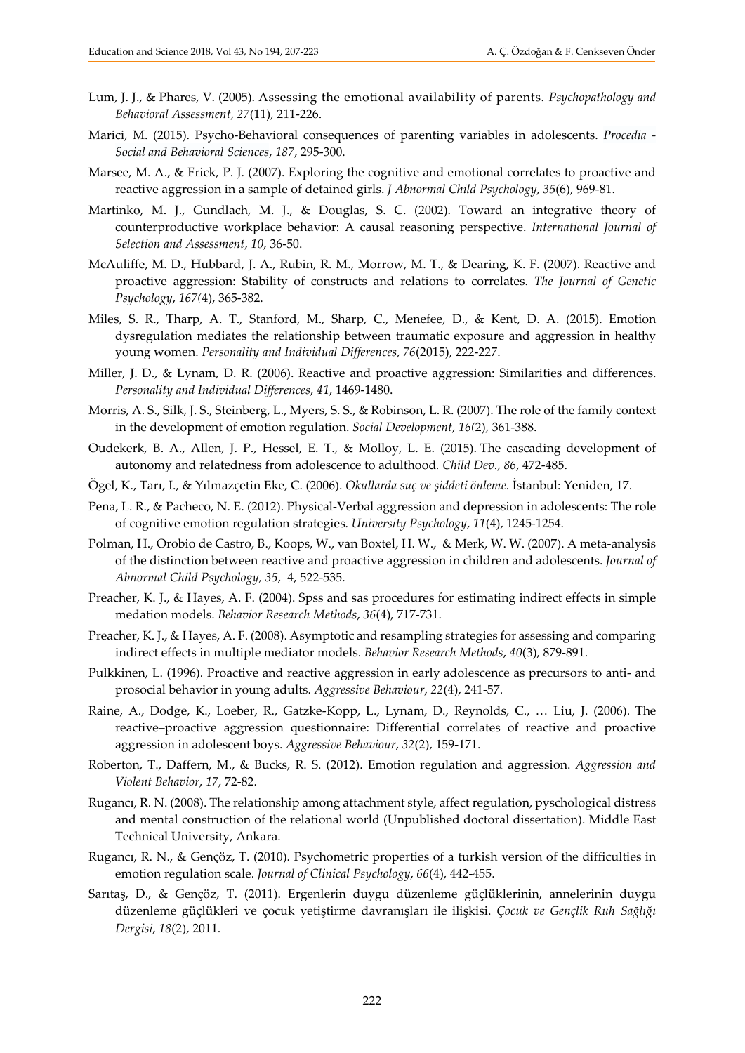Lum, J. J., & Phares, V. (2005). Assessing the emotional availability of parents. *Psychopathology and Behavioral Assessment*, *27*(11), 211-226.

Marici, M. (2015). Psycho-Behavioral consequences of parenting variables in adolescents. *Procedia - Social and Behavioral Sciences*, *187*, 295-300.

Marsee, M. A., & Frick, P. J. (2007). Exploring the cognitive and emotional correlates to proactive and reactive aggression in a sample of detained girls. *J Abnormal Child Psychology*, *35*(6), 969-81.

Martinko, M. J., Gundlach, M. J., & Douglas, S. C. (2002). Toward an integrative theory of counterproductive workplace behavior: A causal reasoning perspective. *International Journal of Selection and Assessment*, *10*, 36-50.

McAuliffe, M. D., Hubbard, J. A., Rubin, R. M., Morrow, M. T., & Dearing, K. F. (2007). Reactive and proactive aggression: Stability of constructs and relations to correlates. *The Journal of Genetic Psychology*, *167(*4), 365-382.

Miles, S. R., Tharp, A. T., Stanford, M., Sharp, C., Menefee, D., & Kent, D. A. (2015). Emotion dysregulation mediates the relationship between traumatic exposure and aggression in healthy young women. *Personality and Individual Differences*, *76*(2015), 222-227.

Miller, J. D., & Lynam, D. R. (2006). Reactive and proactive aggression: Similarities and differences. *Personality and Individual Differences*, *41*, 1469-1480.

Morris, A. S., Silk, J. S., Steinberg, L., Myers, S. S., & Robinson, L. R. (2007). The role of the family context in the development of emotion regulation. *Social Development*, *16(*2), 361-388.

Oudekerk, B. A., Allen, J. P., Hessel, E. T., & Molloy, L. E. (2015). The cascading development of autonomy and relatedness from adolescence to adulthood*. Child Dev.*, *86*, 472-485.

Ögel, K., Tarı, I., & Yılmazçetin Eke, C. (2006). *Okullarda suç ve şiddeti önleme*. İstanbul: Yeniden, 17.

Pena, L. R., & Pacheco, N. E. (2012). Physical-Verbal aggression and depression in adolescents: The role of cognitive emotion regulation strategies. *University Psychology*, *11*(4), 1245-1254.

Polman, H., Orobio de Castro, B., Koops, W., van Boxtel, H. W., & Merk, W. W. (2007). A meta-analysis of the distinction between reactive and proactive aggression in children and adolescents. *Journal of Abnormal Child Psychology, 35*, 4, 522-535.

Preacher, K. J., & Hayes, A. F. (2004). Spss and sas procedures for estimating indirect effects in simple medation models. *Behavior Research Methods*, *36*(4), 717-731.

Preacher, K. J., & Hayes, A. F. (2008). Asymptotic and resampling strategies for assessing and comparing indirect effects in multiple mediator models. *Behavior Research Methods*, *40*(3), 879-891.

Pulkkinen, L. (1996). Proactive and reactive aggression in early adolescence as precursors to anti- and prosocial behavior in young adults. *Aggressive Behaviour*, *22*(4), 241-57.

Raine, A., Dodge, K., Loeber, R., Gatzke-Kopp, L., Lynam, D., Reynolds, C., … Liu, J. (2006). The reactive–proactive aggression questionnaire: Differential correlates of reactive and proactive aggression in adolescent boys. *Aggressive Behaviour*, *32*(2), 159-171.

Roberton, T., Daffern, M., & Bucks, R. S. (2012). Emotion regulation and aggression. *Aggression and Violent Behavior*, *17*, 72-82.

Rugancı, R. N. (2008). The relationship among attachment style, affect regulation, pyschological distress and mental construction of the relational world (Unpublished doctoral dissertation). Middle East Technical University, Ankara.

Rugancı, R. N., & Gençöz, T. (2010). Psychometric properties of a turkish version of the difficulties in emotion regulation scale. *Journal of Clinical Psychology*, *66*(4), 442-455.

Sarıtaş, D., & Gençöz, T. (2011). Ergenlerin duygu düzenleme güçlüklerinin, annelerinin duygu düzenleme güçlükleri ve çocuk yetiştirme davranışları ile ilişkisi. *Çocuk ve Gençlik Ruh Sağlığı Dergisi*, *18*(2), 2011.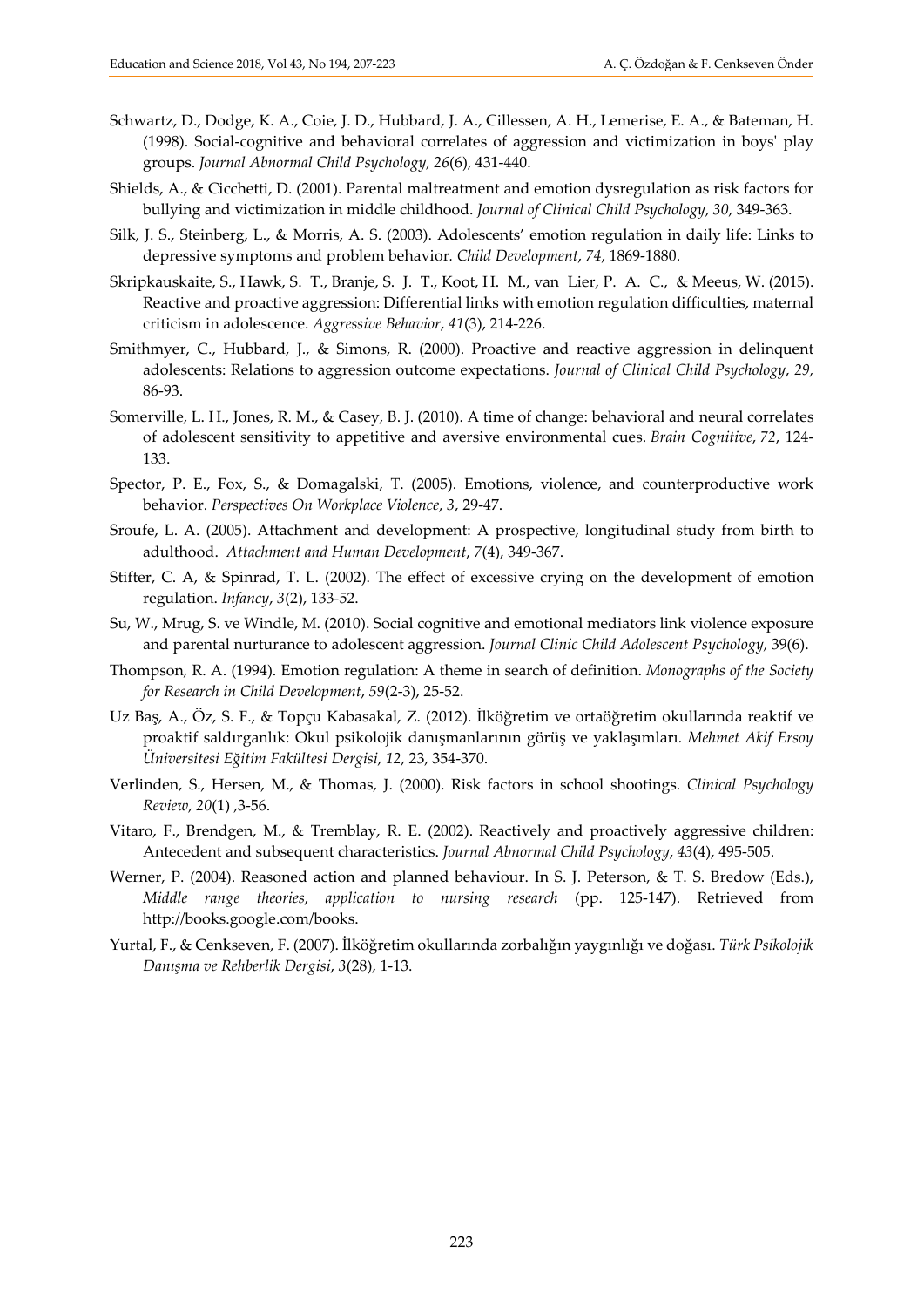Schwartz, D., Dodge, K. A., Coie, J. D., Hubbard, J. A., Cillessen, A. H., Lemerise, E. A., & Bateman, H. (1998). Social-cognitive and behavioral correlates of aggression and victimization in boys' play groups. *Journal Abnormal Child Psychology*, *26*(6), 431-440.

Shields, A., & Cicchetti, D. (2001). Parental maltreatment and emotion dysregulation as risk factors for bullying and victimization in middle childhood. *Journal of Clinical Child Psychology*, *30*, 349-363.

Silk, J. S., Steinberg, L., & Morris, A. S. (2003). Adolescents' emotion regulation in daily life: Links to depressive symptoms and problem behavior. *Child Development*, *74*, 1869-1880.

Skripkauskaite, S., Hawk, S. T., Branje, S. J. T., Koot, H. M., van Lier, P. A. C., & Meeus, W. (2015). Reactive and proactive aggression: Differential links with emotion regulation difficulties, maternal criticism in adolescence. *Aggressive Behavior*, *41*(3), 214-226.

Smithmyer, C., Hubbard, J., & Simons, R. (2000). Proactive and reactive aggression in delinquent adolescents: Relations to aggression outcome expectations. *Journal of Clinical Child Psychology*, *29,* 86-93.

Somerville, L. H., Jones, R. M., & Casey, B. J. (2010). A time of change: behavioral and neural correlates of adolescent sensitivity to appetitive and aversive environmental cues. *Brain Cognitive*, *72*, 124-133.

Spector, P. E., Fox, S., & Domagalski, T. (2005). Emotions, violence, and counterproductive work behavior. *Perspectives On Workplace Violence*, *3*, 29-47.

Sroufe, L. A. (2005). Attachment and development: A prospective, longitudinal study from birth to adulthood. *Attachment and Human Development*, *7*(4), 349-367.

Stifter, C. A, & Spinrad, T. L. (2002). The effect of excessive crying on the development of emotion regulation. *Infancy*, *3*(2), 133-52.

Su, W., Mrug, S. ve Windle, M. (2010). Social cognitive and emotional mediators link violence exposure and parental nurturance to adolescent aggression. *Journal Clinic Child Adolescent Psychology,* 39(6).

Thompson, R. A. (1994). Emotion regulation: A theme in search of definition. *Monographs of the Society for Research in Child Development*, *59*(2-3), 25-52.

Uz Baş, A., Öz, S. F., & Topçu Kabasakal, Z. (2012). İlköğretim ve ortaöğretim okullarında reaktif ve proaktif saldırganlık: Okul psikolojik danışmanlarının görüş ve yaklaşımları. *Mehmet Akif Ersoy Üniversitesi Eğitim Fakültesi Dergisi*, *12*, 23, 354-370.

Verlinden, S., Hersen, M., & Thomas, J. (2000). Risk factors in school shootings. *Clinical Psychology Review*, *20*(1) ,3-56.

Vitaro, F., Brendgen, M., & Tremblay, R. E. (2002). Reactively and proactively aggressive children: Antecedent and subsequent characteristics. *Journal Abnormal Child Psychology*, *43*(4), 495-505.

Werner, P. (2004). Reasoned action and planned behaviour. In S. J. Peterson, & T. S. Bredow (Eds.), *Middle range theories, application to nursing research* (pp. 125-147). Retrieved from http://books.google.com/books.

Yurtal, F., & Cenkseven, F. (2007). İlköğretim okullarında zorbalığın yaygınlığı ve doğası. *Türk Psikolojik Danışma ve Rehberlik Dergisi*, *3*(28), 1-13.